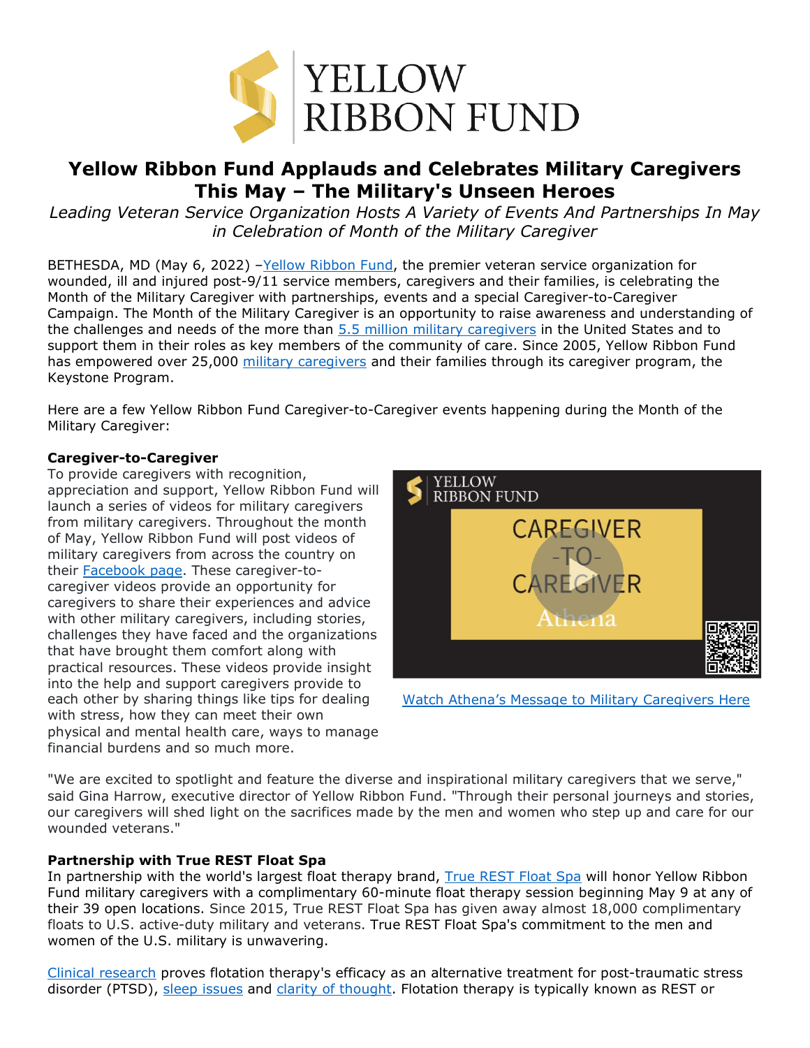# Yellow Ribbon Fund Applauds and Celebrates Military Caregivers This May – The Military's Unseen Heroes

*Leading Veteran Service Organization Hosts A Variety of Events And Partnerships In May in Celebration of Month of the Military Caregiver*

BETHESDA, MD (May 6, 2022) –Yellow Ribbon Fund, the premier veteran service organization for wounded, ill and injured post-9/11 service members, caregivers and their families, is celebrating the Month of the Military Caregiver with partnerships, events and a special Caregiver-to-Caregiver Campaign. The Month of the Military Caregiver is an opportunity to raise awareness and understanding of the challenges and needs of the more than 5.5 million military caregivers in the United States and to support them in their roles as key members of the community of care. Since 2005, Yellow Ribbon Fund has empowered over 25,000 military caregivers and their families through its caregiver program, the Keystone Program.

Here are a few Yellow Ribbon Fund Caregiver-to-Caregiver events happening during the Month of the Military Caregiver:

**Caregiver-to-Caregiver**

To provide caregivers with recognition, appreciation and support, Yellow Ribbon Fund will launch a series of videos for military caregivers from military caregivers. Throughout the month of May, Yellow Ribbon Fund will post videos of military caregivers from across the country on their Facebook page. These caregiver-to-caregiver videos provide an opportunity for caregivers to share their experiences and advice with other military caregivers, including stories, challenges they have faced and the organizations that have brought them comfort along with practical resources. These videos provide insight into the help and support caregivers provide to each other by sharing things like tips for dealing with stress, how they can meet their own physical and mental health care, ways to manage financial burdens and so much more.

Watch Athena's Message to Military Caregivers Here

"We are excited to spotlight and feature the diverse and inspirational military caregivers that we serve," said Gina Harrow, executive director of Yellow Ribbon Fund. "Through their personal journeys and stories, our caregivers will shed light on the sacrifices made by the men and women who step up and care for our wounded veterans."

**Partnership with True REST Float Spa**

In partnership with the world's largest float therapy brand, True REST Float Spa will honor Yellow Ribbon Fund military caregivers with a complimentary 60-minute float therapy session beginning May 9 at any of their 39 open locations. Since 2015, True REST Float Spa has given away almost 18,000 complimentary floats to U.S. active-duty military and veterans. True REST Float Spa's commitment to the men and women of the U.S. military is unwavering.

Clinical research proves flotation therapy's efficacy as an alternative treatment for post-traumatic stress disorder (PTSD), sleep issues and clarity of thought. Flotation therapy is typically known as REST or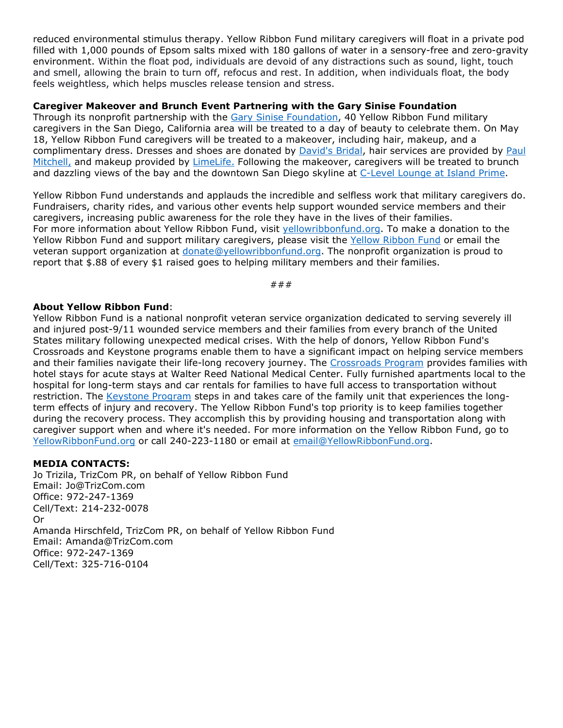reduced environmental stimulus therapy. Yellow Ribbon Fund military caregivers will float in a private pod filled with 1,000 pounds of Epsom salts mixed with 180 gallons of water in a sensory-free and zero-gravity environment. Within the float pod, individuals are devoid of any distractions such as sound, light, touch and smell, allowing the brain to turn off, refocus and rest. In addition, when individuals float, the body feels weightless, which helps muscles release tension and stress.

**Caregiver Makeover and Brunch Event Partnering with the Gary Sinise Foundation**

Through its nonprofit partnership with the Gary Sinise Foundation, 40 Yellow Ribbon Fund military caregivers in the San Diego, California area will be treated to a day of beauty to celebrate them. On May 18, Yellow Ribbon Fund caregivers will be treated to a makeover, including hair, makeup, and a complimentary dress. Dresses and shoes are donated by David's Bridal, hair services are provided by Paul Mitchell, and makeup provided by LimeLife. Following the makeover, caregivers will be treated to brunch and dazzling views of the bay and the downtown San Diego skyline at C-Level Lounge at Island Prime.

Yellow Ribbon Fund understands and applauds the incredible and selfless work that military caregivers do. Fundraisers, charity rides, and various other events help support wounded service members and their caregivers, increasing public awareness for the role they have in the lives of their families.
For more information about Yellow Ribbon Fund, visit yellowribbonfund.org. To make a donation to the Yellow Ribbon Fund and support military caregivers, please visit the Yellow Ribbon Fund or email the veteran support organization at donate@yellowribbonfund.org. The nonprofit organization is proud to report that $.88 of every $1 raised goes to helping military members and their families.

###

**About Yellow Ribbon Fund**:

Yellow Ribbon Fund is a national nonprofit veteran service organization dedicated to serving severely ill and injured post-9/11 wounded service members and their families from every branch of the United States military following unexpected medical crises. With the help of donors, Yellow Ribbon Fund's Crossroads and Keystone programs enable them to have a significant impact on helping service members and their families navigate their life-long recovery journey. The Crossroads Program provides families with hotel stays for acute stays at Walter Reed National Medical Center. Fully furnished apartments local to the hospital for long-term stays and car rentals for families to have full access to transportation without restriction. The Keystone Program steps in and takes care of the family unit that experiences the long-term effects of injury and recovery. The Yellow Ribbon Fund's top priority is to keep families together during the recovery process. They accomplish this by providing housing and transportation along with caregiver support when and where it's needed. For more information on the Yellow Ribbon Fund, go to YellowRibbonFund.org or call 240-223-1180 or email at email@YellowRibbonFund.org.

**MEDIA CONTACTS:**

Jo Trizila, TrizCom PR, on behalf of Yellow Ribbon Fund
Email: Jo@TrizCom.com
Office: 972-247-1369
Cell/Text: 214-232-0078
Or
Amanda Hirschfeld, TrizCom PR, on behalf of Yellow Ribbon Fund
Email: Amanda@TrizCom.com
Office: 972-247-1369
Cell/Text: 325-716-0104